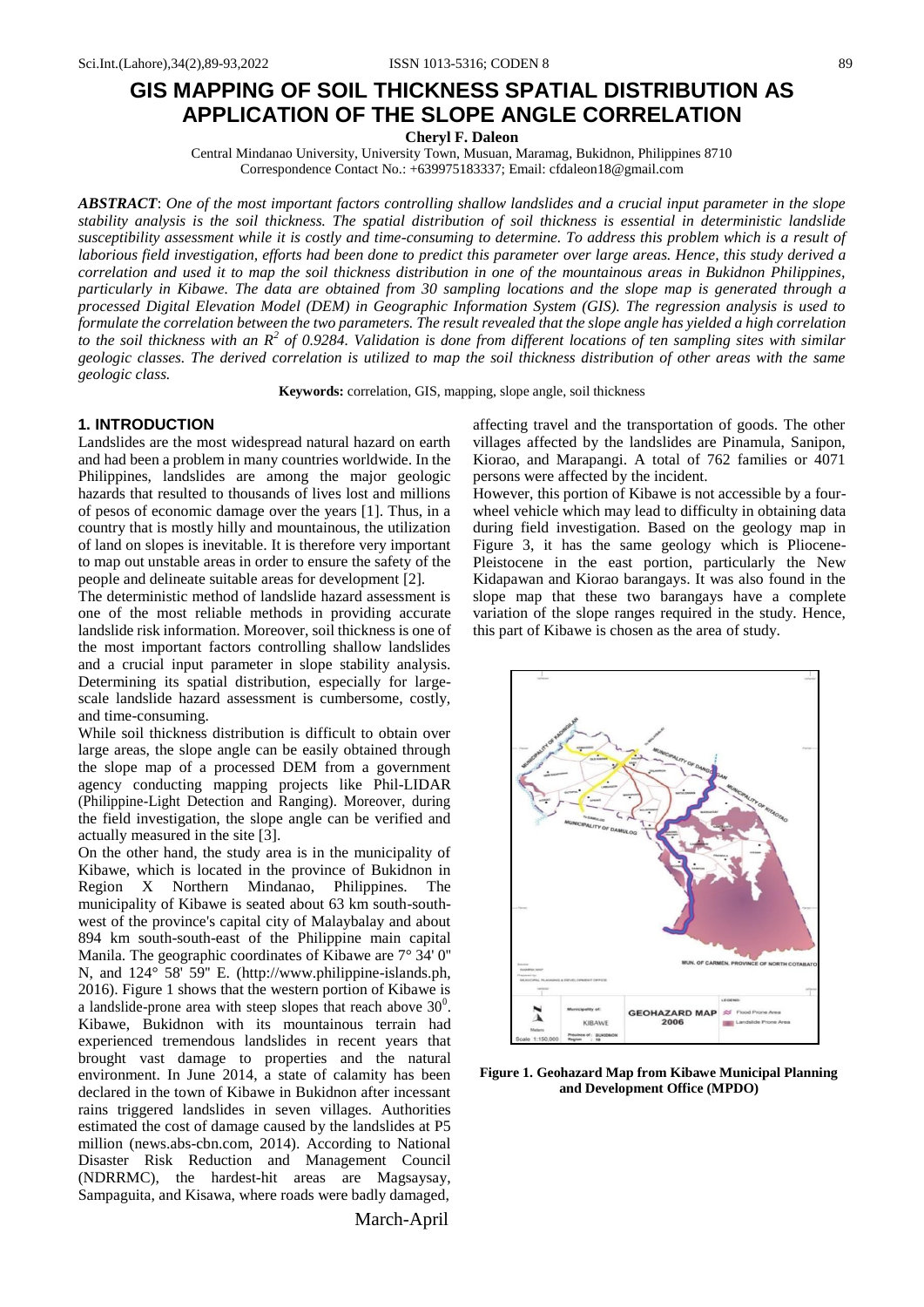# GIS MAPPING OF SOIL THICKNESS SPATIAL DISTRIBUTION AS APPLICATION OF THE SLOPE ANGLE CORRELATION

**Cheryl F. Daleon**

Central Mindanao University, University Town, Musuan, Maramag, Bukidnon, Philippines 8710

Correspondence Contact No.: +639975183337; Email: cfdaleon18@gmail.com

***ABSTRACT***: *One of the most important factors controlling shallow landslides and a crucial input parameter in the slope stability analysis is the soil thickness. The spatial distribution of soil thickness is essential in deterministic landslide susceptibility assessment while it is costly and time-consuming to determine. To address this problem which is a result of laborious field investigation, efforts had been done to predict this parameter over large areas. Hence, this study derived a correlation and used it to map the soil thickness distribution in one of the mountainous areas in Bukidnon Philippines, particularly in Kibawe. The data are obtained from 30 sampling locations and the slope map is generated through a processed Digital Elevation Model (DEM) in Geographic Information System (GIS). The regression analysis is used to formulate the correlation between the two parameters. The result revealed that the slope angle has yielded a high correlation to the soil thickness with an $R^2$ of 0.9284. Validation is done from different locations of ten sampling sites with similar geologic classes. The derived correlation is utilized to map the soil thickness distribution of other areas with the same geologic class.*

**Keywords:** correlation, GIS, mapping, slope angle, soil thickness

## 1. INTRODUCTION

Landslides are the most widespread natural hazard on earth and had been a problem in many countries worldwide. In the Philippines, landslides are among the major geologic hazards that resulted to thousands of lives lost and millions of pesos of economic damage over the years [1]. Thus, in a country that is mostly hilly and mountainous, the utilization of land on slopes is inevitable. It is therefore very important to map out unstable areas in order to ensure the safety of the people and delineate suitable areas for development [2].

The deterministic method of landslide hazard assessment is one of the most reliable methods in providing accurate landslide risk information. Moreover, soil thickness is one of the most important factors controlling shallow landslides and a crucial input parameter in slope stability analysis. Determining its spatial distribution, especially for large-scale landslide hazard assessment is cumbersome, costly, and time-consuming.

While soil thickness distribution is difficult to obtain over large areas, the slope angle can be easily obtained through the slope map of a processed DEM from a government agency conducting mapping projects like Phil-LIDAR (Philippine-Light Detection and Ranging). Moreover, during the field investigation, the slope angle can be verified and actually measured in the site [3].

On the other hand, the study area is in the municipality of Kibawe, which is located in the province of Bukidnon in Region X Northern Mindanao, Philippines. The municipality of Kibawe is seated about 63 km south-south-west of the province's capital city of Malaybalay and about 894 km south-south-east of the Philippine main capital Manila. The geographic coordinates of Kibawe are 7° 34' 0" N, and 124° 58' 59" E. (http://www.philippine-islands.ph, 2016). Figure 1 shows that the western portion of Kibawe is a landslide-prone area with steep slopes that reach above $30^0$. Kibawe, Bukidnon with its mountainous terrain had experienced tremendous landslides in recent years that brought vast damage to properties and the natural environment. In June 2014, a state of calamity has been declared in the town of Kibawe in Bukidnon after incessant rains triggered landslides in seven villages. Authorities estimated the cost of damage caused by the landslides at P5 million (news.abs-cbn.com, 2014). According to National Disaster Risk Reduction and Management Council (NDRRMC), the hardest-hit areas are Magsaysay, Sampaguita, and Kisawa, where roads were badly damaged, affecting travel and the transportation of goods. The other villages affected by the landslides are Pinamula, Sanipon, Kiorao, and Marapangi. A total of 762 families or 4071 persons were affected by the incident.

However, this portion of Kibawe is not accessible by a four-wheel vehicle which may lead to difficulty in obtaining data during field investigation. Based on the geology map in Figure 3, it has the same geology which is Pliocene-Pleistocene in the east portion, particularly the New Kidapawan and Kiorao barangays. It was also found in the slope map that these two barangays have a complete variation of the slope ranges required in the study. Hence, this part of Kibawe is chosen as the area of study.

**Figure 1. Geohazard Map from Kibawe Municipal Planning and Development Office (MPDO)**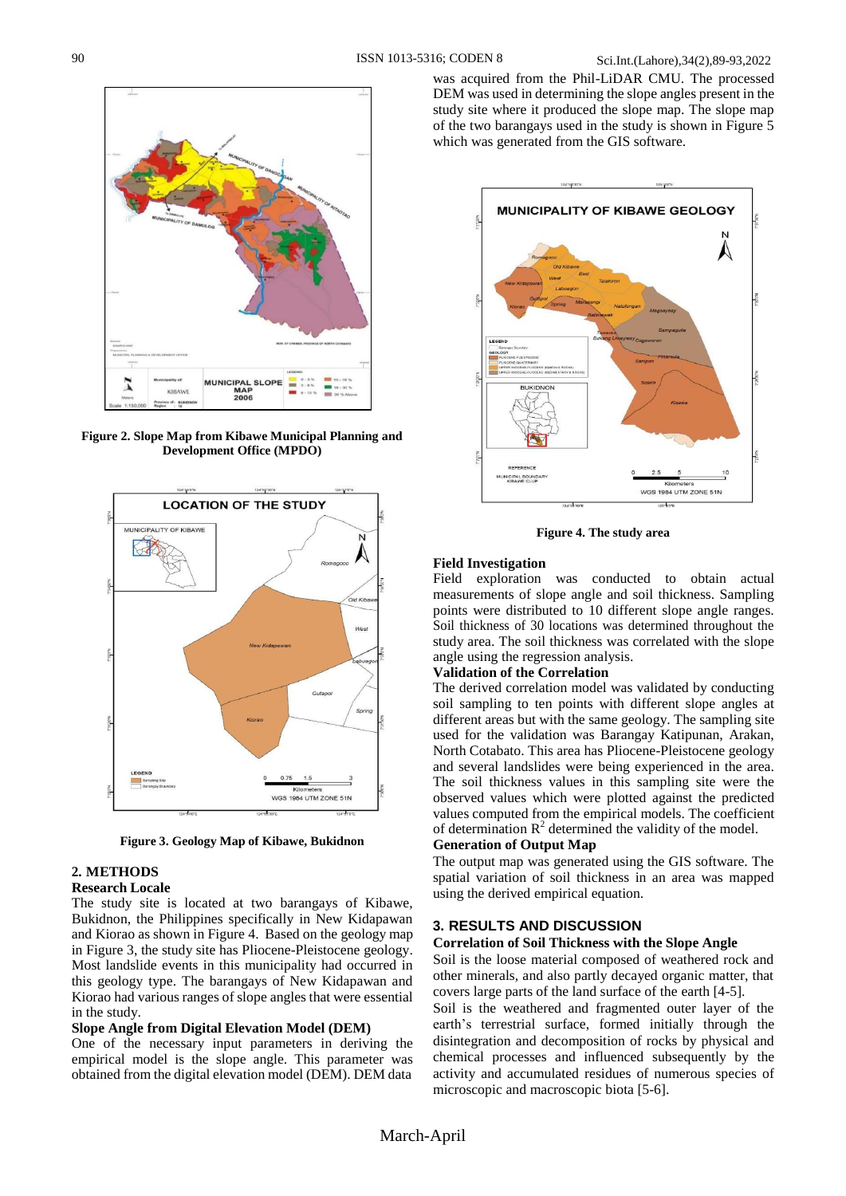Figure 2. Slope Map from Kibawe Municipal Planning and Development Office (MPDO)

Figure 3. Geology Map of Kibawe, Bukidnon

## 2. METHODS

### Research Locale

The study site is located at two barangays of Kibawe, Bukidnon, the Philippines specifically in New Kidapawan and Kiorao as shown in Figure 4. Based on the geology map in Figure 3, the study site has Pliocene-Pleistocene geology. Most landslide events in this municipality had occurred in this geology type. The barangays of New Kidapawan and Kiorao had various ranges of slope angles that were essential in the study.

### Slope Angle from Digital Elevation Model (DEM)

One of the necessary input parameters in deriving the empirical model is the slope angle. This parameter was obtained from the digital elevation model (DEM). DEM data was acquired from the Phil-LiDAR CMU. The processed DEM was used in determining the slope angles present in the study site where it produced the slope map. The slope map of the two barangays used in the study is shown in Figure 5 which was generated from the GIS software.

Figure 4. The study area

### Field Investigation

Field exploration was conducted to obtain actual measurements of slope angle and soil thickness. Sampling points were distributed to 10 different slope angle ranges. Soil thickness of 30 locations was determined throughout the study area. The soil thickness was correlated with the slope angle using the regression analysis.

### Validation of the Correlation

The derived correlation model was validated by conducting soil sampling to ten points with different slope angles at different areas but with the same geology. The sampling site used for the validation was Barangay Katipunan, Arakan, North Cotabato. This area has Pliocene-Pleistocene geology and several landslides were being experienced in the area. The soil thickness values in this sampling site were the observed values which were plotted against the predicted values computed from the empirical models. The coefficient of determination $R^2$ determined the validity of the model.

### Generation of Output Map

The output map was generated using the GIS software. The spatial variation of soil thickness in an area was mapped using the derived empirical equation.

## 3. RESULTS AND DISCUSSION

### Correlation of Soil Thickness with the Slope Angle

Soil is the loose material composed of weathered rock and other minerals, and also partly decayed organic matter, that covers large parts of the land surface of the earth [4-5].

Soil is the weathered and fragmented outer layer of the earth's terrestrial surface, formed initially through the disintegration and decomposition of rocks by physical and chemical processes and influenced subsequently by the activity and accumulated residues of numerous species of microscopic and macroscopic biota [5-6].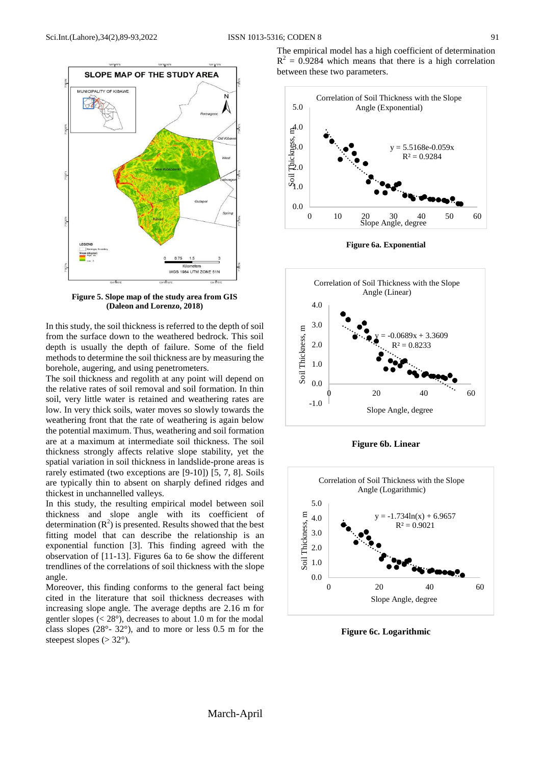Figure 5. Slope map of the study area from GIS (Daleon and Lorenzo, 2018)

In this study, the soil thickness is referred to the depth of soil from the surface down to the weathered bedrock. This soil depth is usually the depth of failure. Some of the field methods to determine the soil thickness are by measuring the borehole, augering, and using penetrometers.

The soil thickness and regolith at any point will depend on the relative rates of soil removal and soil formation. In thin soil, very little water is retained and weathering rates are low. In very thick soils, water moves so slowly towards the weathering front that the rate of weathering is again below the potential maximum. Thus, weathering and soil formation are at a maximum at intermediate soil thickness. The soil thickness strongly affects relative slope stability, yet the spatial variation in soil thickness in landslide-prone areas is rarely estimated (two exceptions are [9-10]) [5, 7, 8]. Soils are typically thin to absent on sharply defined ridges and thickest in unchannelled valleys.

In this study, the resulting empirical model between soil thickness and slope angle with its coefficient of determination ($R^2$) is presented. Results showed that the best fitting model that can describe the relationship is an exponential function [3]. This finding agreed with the observation of [11-13]. Figures 6a to 6e show the different trendlines of the correlations of soil thickness with the slope angle.

Moreover, this finding conforms to the general fact being cited in the literature that soil thickness decreases with increasing slope angle. The average depths are 2.16 m for gentler slopes (< 28°), decreases to about 1.0 m for the modal class slopes (28°- 32°), and to more or less 0.5 m for the steepest slopes (> 32°).

The empirical model has a high coefficient of determination $R^2 = 0.9284$ which means that there is a high correlation between these two parameters.

Correlation of Soil Thickness with the Slope Angle (Exponential)

$y = 5.5168e^{-0.059x}$
$R^2 = 0.9284$

Figure 6a. Exponential

Correlation of Soil Thickness with the Slope Angle (Linear)

$y = -0.0689x + 3.3609$
$R^2 = 0.8233$

Figure 6b. Linear

Correlation of Soil Thickness with the Slope Angle (Logarithmic)

$y = -1.734\ln(x) + 6.9657$
$R^2 = 0.9021$

Figure 6c. Logarithmic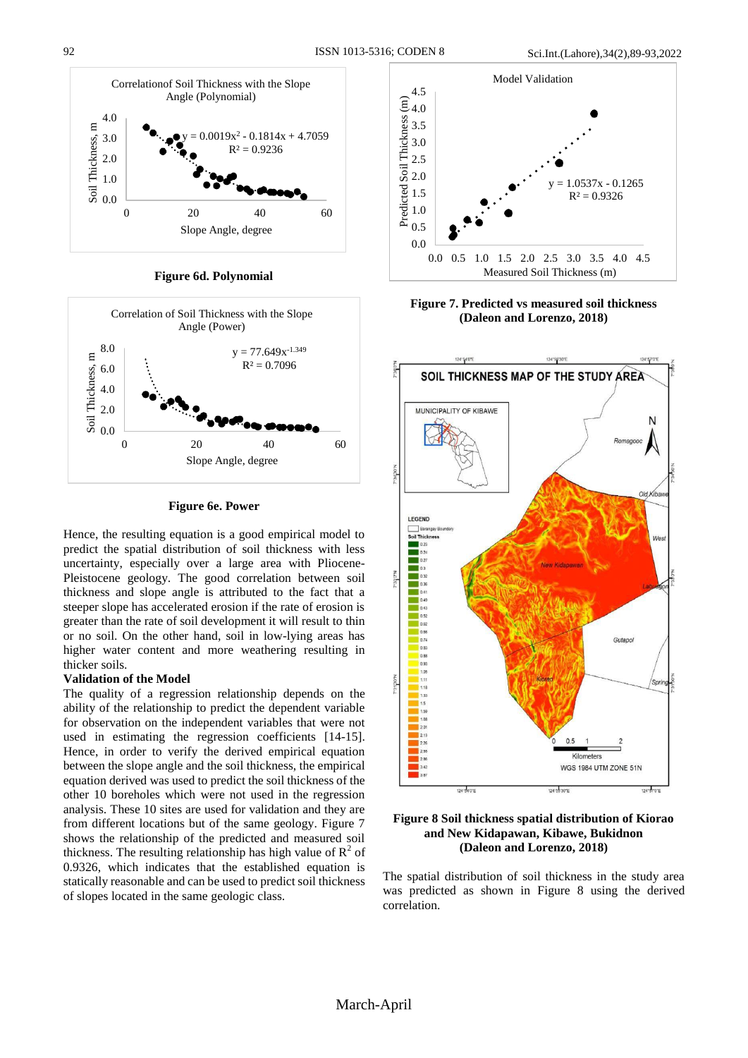**Figure 6d. Polynomial**

**Figure 6e. Power**

Hence, the resulting equation is a good empirical model to predict the spatial distribution of soil thickness with less uncertainty, especially over a large area with Pliocene-Pleistocene geology. The good correlation between soil thickness and slope angle is attributed to the fact that a steeper slope has accelerated erosion if the rate of erosion is greater than the rate of soil development it will result to thin or no soil. On the other hand, soil in low-lying areas has higher water content and more weathering resulting in thicker soils.

**Validation of the Model**

The quality of a regression relationship depends on the ability of the relationship to predict the dependent variable for observation on the independent variables that were not used in estimating the regression coefficients [14-15]. Hence, in order to verify the derived empirical equation between the slope angle and the soil thickness, the empirical equation derived was used to predict the soil thickness of the other 10 boreholes which were not used in the regression analysis. These 10 sites are used for validation and they are from different locations but of the same geology. Figure 7 shows the relationship of the predicted and measured soil thickness. The resulting relationship has high value of $R^2$ of 0.9326, which indicates that the established equation is statically reasonable and can be used to predict soil thickness of slopes located in the same geologic class.

**Figure 7. Predicted vs measured soil thickness (Daleon and Lorenzo, 2018)**

**Figure 8 Soil thickness spatial distribution of Kiorao and New Kidapawan, Kibawe, Bukidnon (Daleon and Lorenzo, 2018)**

The spatial distribution of soil thickness in the study area was predicted as shown in Figure 8 using the derived correlation.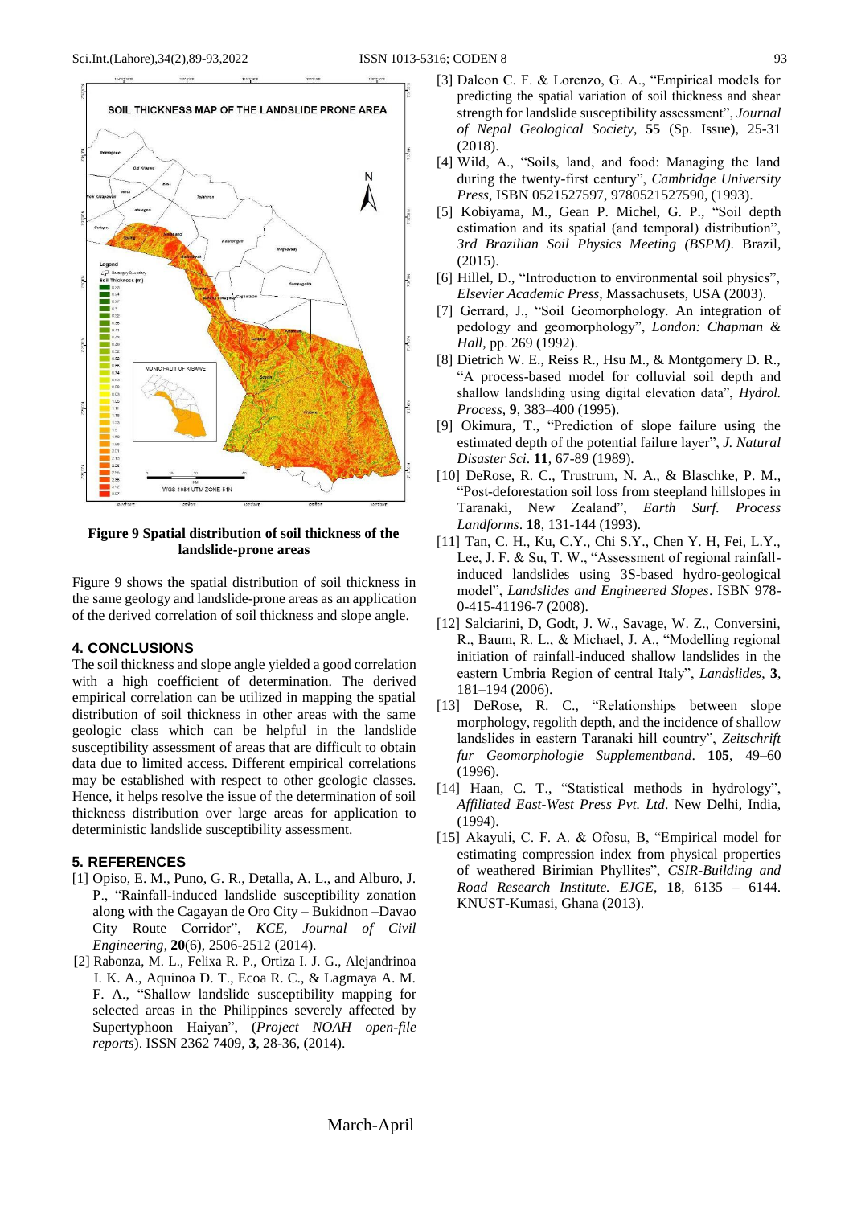SOIL THICKNESS MAP OF THE LANDSLIDE PRONE AREA

**Figure 9 Spatial distribution of soil thickness of the landslide-prone areas**

Figure 9 shows the spatial distribution of soil thickness in the same geology and landslide-prone areas as an application of the derived correlation of soil thickness and slope angle.

## 4. CONCLUSIONS

The soil thickness and slope angle yielded a good correlation with a high coefficient of determination. The derived empirical correlation can be utilized in mapping the spatial distribution of soil thickness in other areas with the same geologic class which can be helpful in the landslide susceptibility assessment of areas that are difficult to obtain data due to limited access. Different empirical correlations may be established with respect to other geologic classes. Hence, it helps resolve the issue of the determination of soil thickness distribution over large areas for application to deterministic landslide susceptibility assessment.

## 5. REFERENCES

[1] Opiso, E. M., Puno, G. R., Detalla, A. L., and Alburo, J. P., "Rainfall-induced landslide susceptibility zonation along with the Cagayan de Oro City – Bukidnon –Davao City Route Corridor", *KCE, Journal of Civil Engineering*, **20**(6), 2506-2512 (2014).

[2] Rabonza, M. L., Felixa R. P., Ortiza I. J. G., Alejandrinoa I. K. A., Aquinoa D. T., Ecoa R. C., & Lagmaya A. M. F. A., "Shallow landslide susceptibility mapping for selected areas in the Philippines severely affected by Supertyphoon Haiyan", (*Project NOAH open-file reports*). ISSN 2362 7409, **3**, 28-36, (2014).

[3] Daleon C. F. & Lorenzo, G. A., "Empirical models for predicting the spatial variation of soil thickness and shear strength for landslide susceptibility assessment", *Journal of Nepal Geological Society*, **55** (Sp. Issue), 25-31 (2018).

[4] Wild, A., "Soils, land, and food: Managing the land during the twenty-first century", *Cambridge University Press*, ISBN 0521527597, 9780521527590, (1993).

[5] Kobiyama, M., Gean P. Michel, G. P., "Soil depth estimation and its spatial (and temporal) distribution", *3rd Brazilian Soil Physics Meeting (BSPM)*. Brazil, (2015).

[6] Hillel, D., "Introduction to environmental soil physics", *Elsevier Academic Press*, Massachusets, USA (2003).

[7] Gerrard, J., "Soil Geomorphology. An integration of pedology and geomorphology", *London: Chapman & Hall*, pp. 269 (1992).

[8] Dietrich W. E., Reiss R., Hsu M., & Montgomery D. R., "A process-based model for colluvial soil depth and shallow landsliding using digital elevation data", *Hydrol. Process*, **9**, 383–400 (1995).

[9] Okimura, T., "Prediction of slope failure using the estimated depth of the potential failure layer", *J. Natural Disaster Sci*. **11**, 67-89 (1989).

[10] DeRose, R. C., Trustrum, N. A., & Blaschke, P. M., "Post-deforestation soil loss from steepland hillslopes in Taranaki, New Zealand", *Earth Surf. Process Landforms*. **18**, 131-144 (1993).

[11] Tan, C. H., Ku, C.Y., Chi S.Y., Chen Y. H, Fei, L.Y., Lee, J. F. & Su, T. W., "Assessment of regional rainfall-induced landslides using 3S-based hydro-geological model", *Landslides and Engineered Slopes*. ISBN 978-0-415-41196-7 (2008).

[12] Salciarini, D, Godt, J. W., Savage, W. Z., Conversini, R., Baum, R. L., & Michael, J. A., "Modelling regional initiation of rainfall-induced shallow landslides in the eastern Umbria Region of central Italy", *Landslides*, **3**, 181–194 (2006).

[13] DeRose, R. C., "Relationships between slope morphology, regolith depth, and the incidence of shallow landslides in eastern Taranaki hill country", *Zeitschrift fur Geomorphologie Supplementband*. **105**, 49–60 (1996).

[14] Haan, C. T., "Statistical methods in hydrology", *Affiliated East-West Press Pvt. Ltd*. New Delhi, India, (1994).

[15] Akayuli, C. F. A. & Ofosu, B, "Empirical model for estimating compression index from physical properties of weathered Birimian Phyllites", *CSIR-Building and Road Research Institute. EJGE*, **18**, 6135 – 6144. KNUST-Kumasi, Ghana (2013).